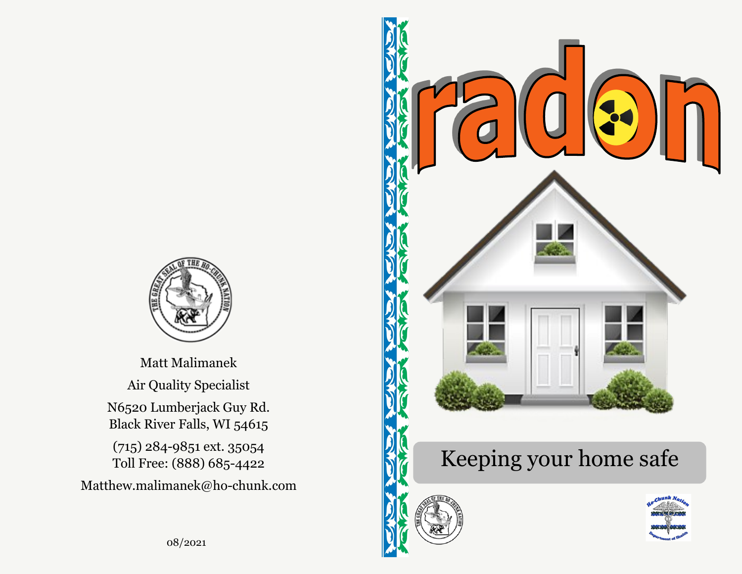Matt Malimanek

Air Quality Specialist

N6520 Lumberjack Guy Rd.
Black River Falls, WI 54615

(715) 284-9851 ext. 35054
Toll Free: (888) 685-4422

Matthew.malimanek@ho-chunk.com

08/2021

# radon

## Keeping your home safe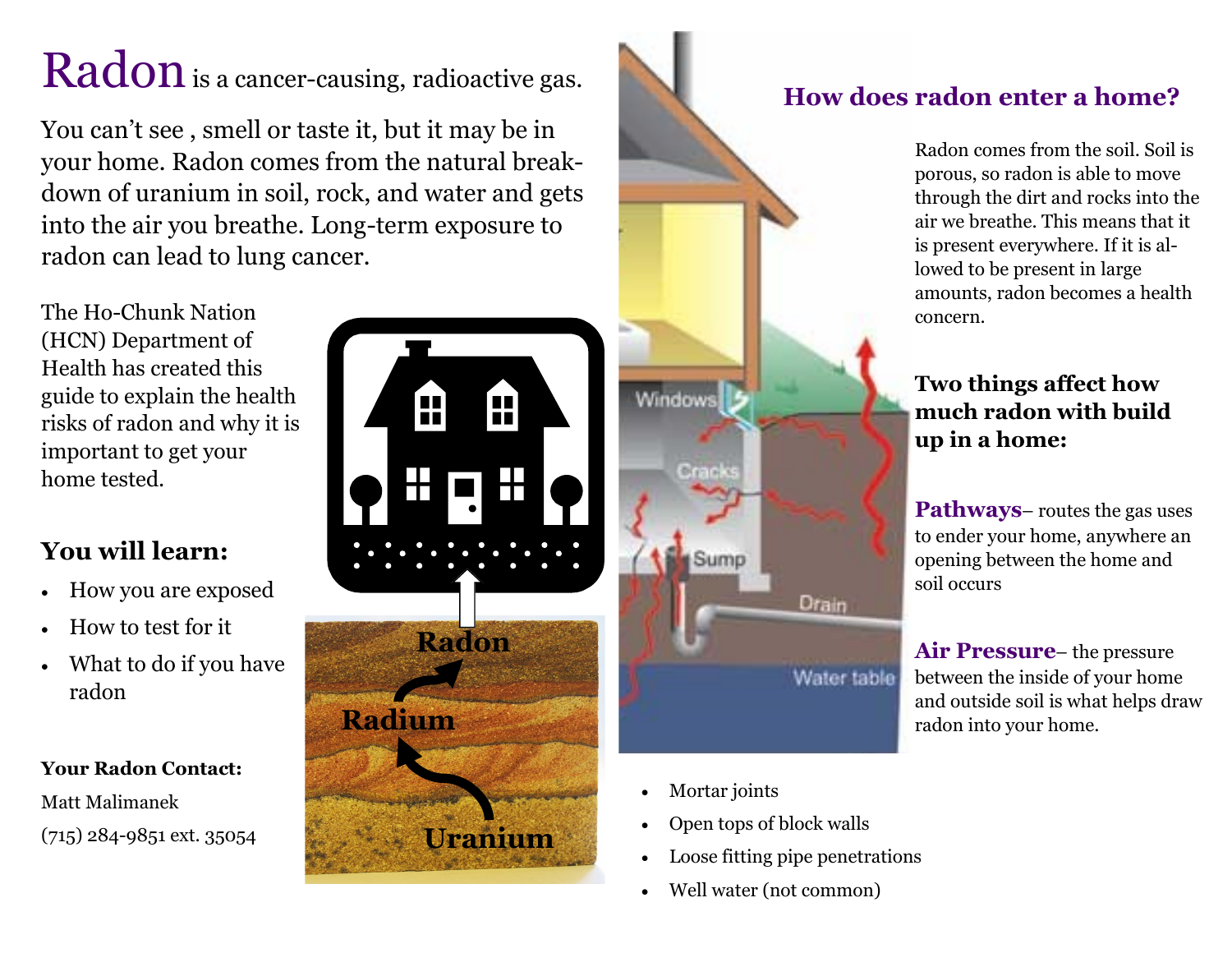# Radon is a cancer-causing, radioactive gas.

You can't see , smell or taste it, but it may be in your home. Radon comes from the natural break-down of uranium in soil, rock, and water and gets into the air you breathe. Long-term exposure to radon can lead to lung cancer.

The Ho-Chunk Nation (HCN) Department of Health has created this guide to explain the health risks of radon and why it is important to get your home tested.

## You will learn:

- How you are exposed
- How to test for it
- What to do if you have radon

**Your Radon Contact:**

Matt Malimanek

(715) 284-9851 ext. 35054

## How does radon enter a home?

Radon comes from the soil. Soil is porous, so radon is able to move through the dirt and rocks into the air we breathe. This means that it is present everywhere. If it is allowed to be present in large amounts, radon becomes a health concern.

### Two things affect how much radon with build up in a home:

**Pathways**– routes the gas uses to ender your home, anywhere an opening between the home and soil occurs

**Air Pressure**– the pressure between the inside of your home and outside soil is what helps draw radon into your home.

- Mortar joints
- Open tops of block walls
- Loose fitting pipe penetrations
- Well water (not common)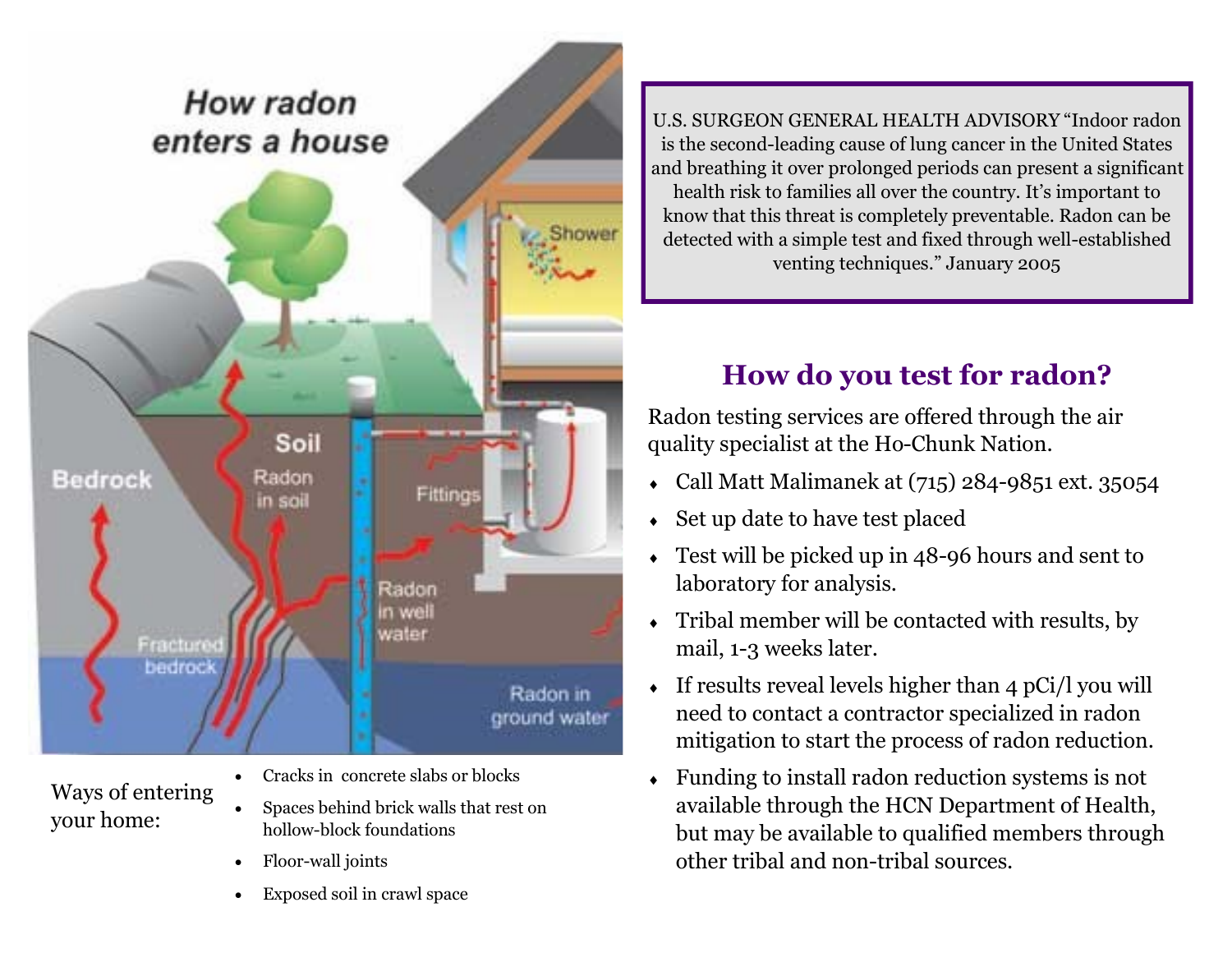## How radon enters a house

Ways of entering your home:

- Cracks in concrete slabs or blocks
- Spaces behind brick walls that rest on hollow-block foundations
- Floor-wall joints
- Exposed soil in crawl space

U.S. SURGEON GENERAL HEALTH ADVISORY "Indoor radon is the second-leading cause of lung cancer in the United States and breathing it over prolonged periods can present a significant health risk to families all over the country. It's important to know that this threat is completely preventable. Radon can be detected with a simple test and fixed through well-established venting techniques." January 2005

## How do you test for radon?

Radon testing services are offered through the air quality specialist at the Ho-Chunk Nation.

- Call Matt Malimanek at (715) 284-9851 ext. 35054
- Set up date to have test placed
- Test will be picked up in 48-96 hours and sent to laboratory for analysis.
- Tribal member will be contacted with results, by mail, 1-3 weeks later.
- If results reveal levels higher than 4 pCi/l you will need to contact a contractor specialized in radon mitigation to start the process of radon reduction.
- Funding to install radon reduction systems is not available through the HCN Department of Health, but may be available to qualified members through other tribal and non-tribal sources.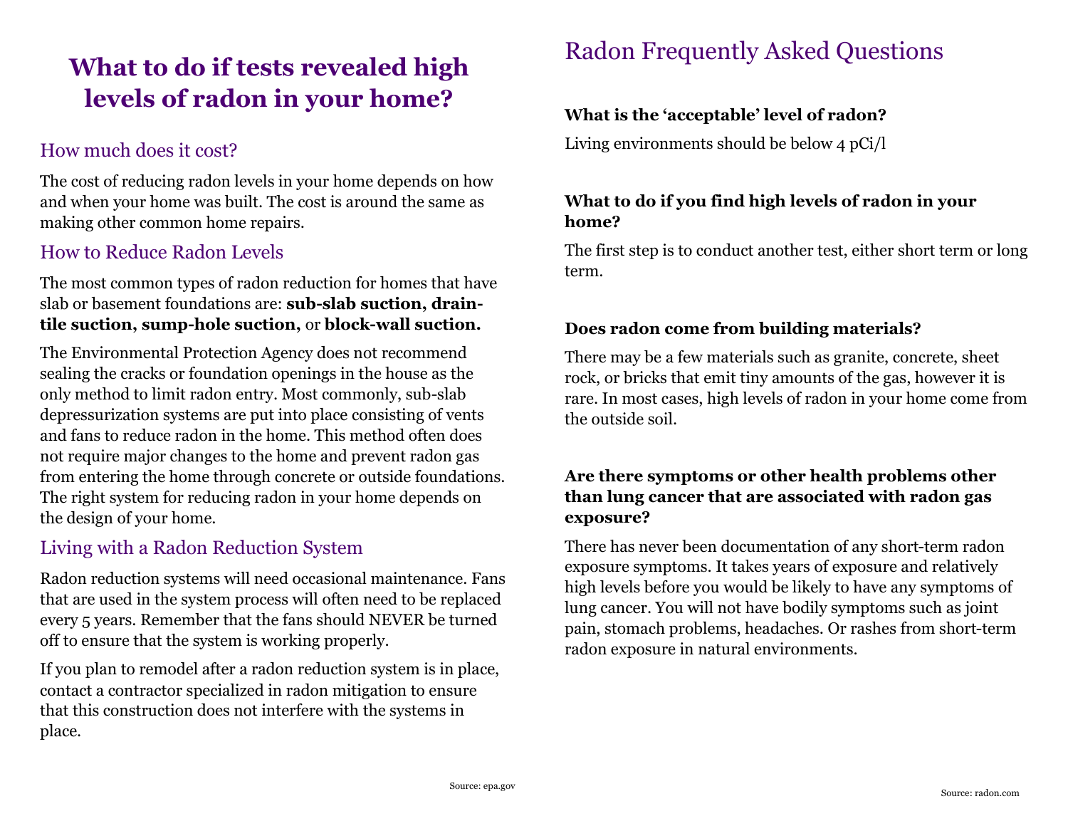# What to do if tests revealed high levels of radon in your home?

## How much does it cost?

The cost of reducing radon levels in your home depends on how and when your home was built. The cost is around the same as making other common home repairs.

## How to Reduce Radon Levels

The most common types of radon reduction for homes that have slab or basement foundations are: **sub-slab suction, drain-tile suction, sump-hole suction,** or **block-wall suction.**

The Environmental Protection Agency does not recommend sealing the cracks or foundation openings in the house as the only method to limit radon entry. Most commonly, sub-slab depressurization systems are put into place consisting of vents and fans to reduce radon in the home. This method often does not require major changes to the home and prevent radon gas from entering the home through concrete or outside foundations. The right system for reducing radon in your home depends on the design of your home.

## Living with a Radon Reduction System

Radon reduction systems will need occasional maintenance. Fans that are used in the system process will often need to be replaced every 5 years. Remember that the fans should NEVER be turned off to ensure that the system is working properly.

If you plan to remodel after a radon reduction system is in place, contact a contractor specialized in radon mitigation to ensure that this construction does not interfere with the systems in place.

Source: epa.gov

# Radon Frequently Asked Questions

**What is the 'acceptable' level of radon?**

Living environments should be below 4 pCi/l

**What to do if you find high levels of radon in your home?**

The first step is to conduct another test, either short term or long term.

**Does radon come from building materials?**

There may be a few materials such as granite, concrete, sheet rock, or bricks that emit tiny amounts of the gas, however it is rare. In most cases, high levels of radon in your home come from the outside soil.

**Are there symptoms or other health problems other than lung cancer that are associated with radon gas exposure?**

There has never been documentation of any short-term radon exposure symptoms. It takes years of exposure and relatively high levels before you would be likely to have any symptoms of lung cancer. You will not have bodily symptoms such as joint pain, stomach problems, headaches. Or rashes from short-term radon exposure in natural environments.

Source: radon.com